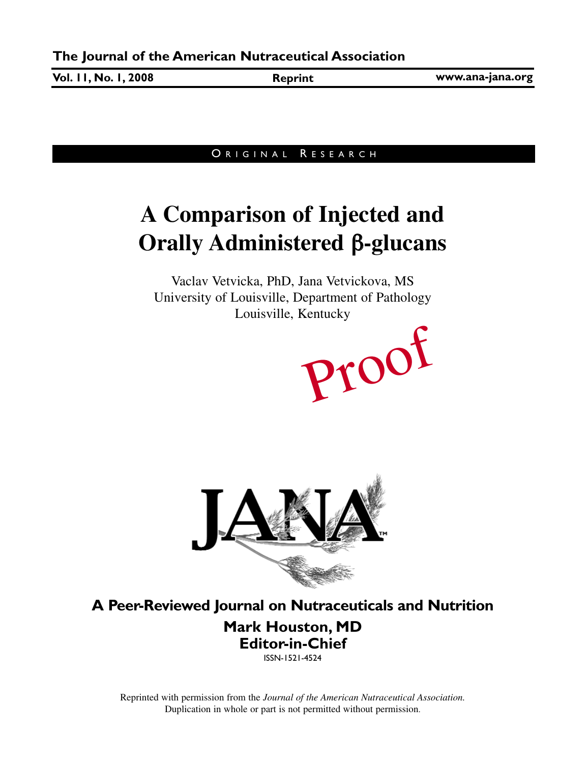**The Journal of the American Nutraceutical Association**

**Vol. 11, No. 1, 2008** | **Reprint** | **www.ana-jana.org**

ORIGINAL RESEARCH

# A Comparison of Injected and Orally Administered β-glucans

Vaclav Vetvicka, PhD, Jana Vetvickova, MS
University of Louisville, Department of Pathology
Louisville, Kentucky

Proof

JANA™

**A Peer-Reviewed Journal on Nutraceuticals and Nutrition**

**Mark Houston, MD**
**Editor-in-Chief**

ISSN-1521-4524

Reprinted with permission from the *Journal of the American Nutraceutical Association*.
Duplication in whole or part is not permitted without permission.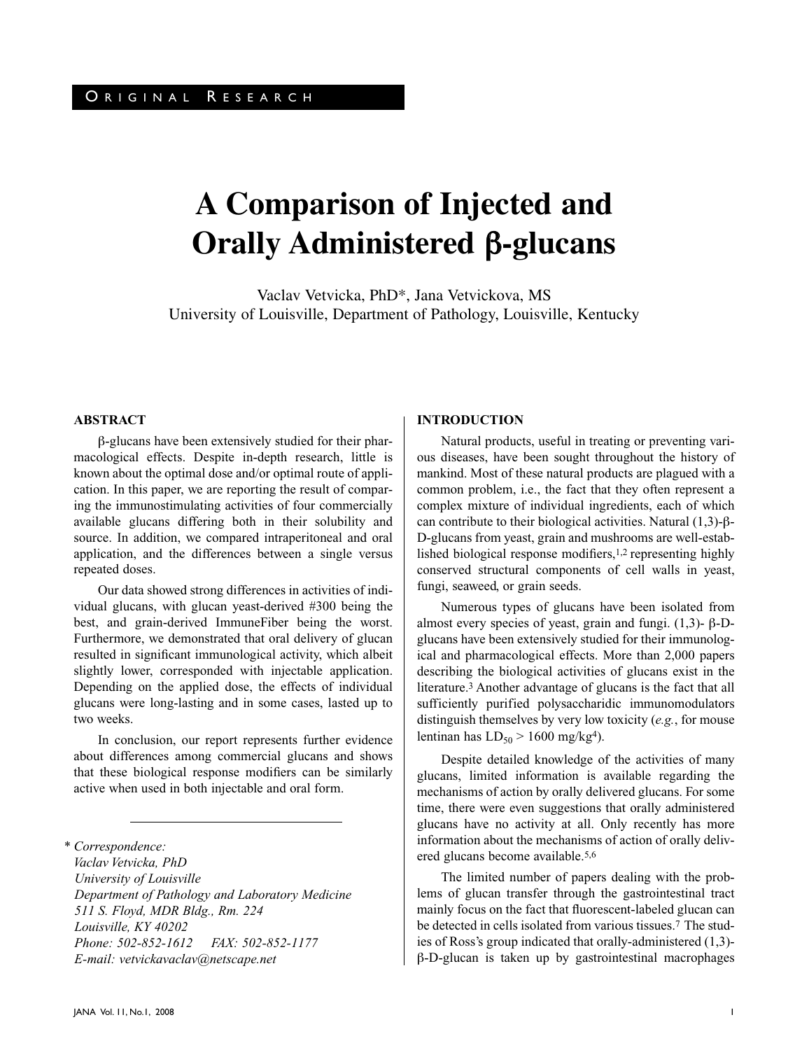ORIGINAL RESEARCH

# A Comparison of Injected and Orally Administered β-glucans

Vaclav Vetvicka, PhD*, Jana Vetvickova, MS
University of Louisville, Department of Pathology, Louisville, Kentucky

## ABSTRACT

β-glucans have been extensively studied for their pharmacological effects. Despite in-depth research, little is known about the optimal dose and/or optimal route of application. In this paper, we are reporting the result of comparing the immunostimulating activities of four commercially available glucans differing both in their solubility and source. In addition, we compared intraperitoneal and oral application, and the differences between a single versus repeated doses.

Our data showed strong differences in activities of individual glucans, with glucan yeast-derived #300 being the best, and grain-derived ImmuneFiber being the worst. Furthermore, we demonstrated that oral delivery of glucan resulted in significant immunological activity, which albeit slightly lower, corresponded with injectable application. Depending on the applied dose, the effects of individual glucans were long-lasting and in some cases, lasted up to two weeks.

In conclusion, our report represents further evidence about differences among commercial glucans and shows that these biological response modifiers can be similarly active when used in both injectable and oral form.

---

\* *Correspondence:*
*Vaclav Vetvicka, PhD*
*University of Louisville*
*Department of Pathology and Laboratory Medicine*
*511 S. Floyd, MDR Bldg., Rm. 224*
*Louisville, KY 40202*
*Phone: 502-852-1612 FAX: 502-852-1177*
*E-mail: vetvickavaclav@netscape.net*

## INTRODUCTION

Natural products, useful in treating or preventing various diseases, have been sought throughout the history of mankind. Most of these natural products are plagued with a common problem, i.e., the fact that they often represent a complex mixture of individual ingredients, each of which can contribute to their biological activities. Natural (1,3)-β-D-glucans from yeast, grain and mushrooms are well-established biological response modifiers,[1,2] representing highly conserved structural components of cell walls in yeast, fungi, seaweed, or grain seeds.

Numerous types of glucans have been isolated from almost every species of yeast, grain and fungi. (1,3)- β-D-glucans have been extensively studied for their immunological and pharmacological effects. More than 2,000 papers describing the biological activities of glucans exist in the literature.[3] Another advantage of glucans is the fact that all sufficiently purified polysaccharidic immunomodulators distinguish themselves by very low toxicity (*e.g.*, for mouse lentinan has $LD_{50}$ > 1600 mg/kg[4]).

Despite detailed knowledge of the activities of many glucans, limited information is available regarding the mechanisms of action by orally delivered glucans. For some time, there were even suggestions that orally administered glucans have no activity at all. Only recently has more information about the mechanisms of action of orally delivered glucans become available.[5,6]

The limited number of papers dealing with the problems of glucan transfer through the gastrointestinal tract mainly focus on the fact that fluorescent-labeled glucan can be detected in cells isolated from various tissues.[7] The studies of Ross's group indicated that orally-administered (1,3)-β-D-glucan is taken up by gastrointestinal macrophages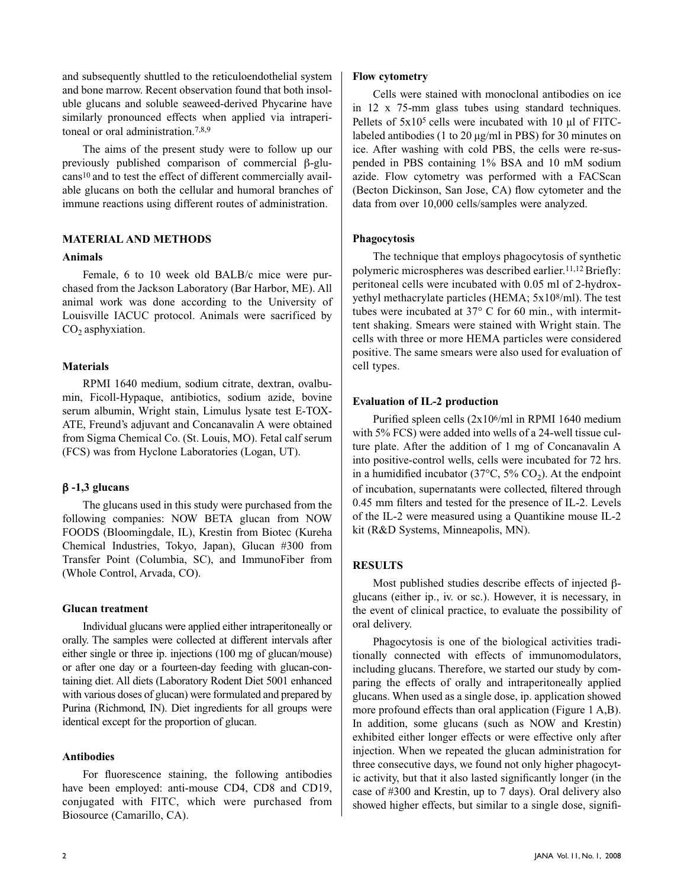and subsequently shuttled to the reticuloendothelial system and bone marrow. Recent observation found that both insoluble glucans and soluble seaweed-derived Phycarine have similarly pronounced effects when applied via intraperitoneal or oral administration.[7,8,9]

The aims of the present study were to follow up our previously published comparison of commercial β-glucans[10] and to test the effect of different commercially available glucans on both the cellular and humoral branches of immune reactions using different routes of administration.

## MATERIAL AND METHODS

### Animals

Female, 6 to 10 week old BALB/c mice were purchased from the Jackson Laboratory (Bar Harbor, ME). All animal work was done according to the University of Louisville IACUC protocol. Animals were sacrificed by $CO_2$ asphyxiation.

### Materials

RPMI 1640 medium, sodium citrate, dextran, ovalbumin, Ficoll-Hypaque, antibiotics, sodium azide, bovine serum albumin, Wright stain, Limulus lysate test E-TOXATE, Freund's adjuvant and Concanavalin A were obtained from Sigma Chemical Co. (St. Louis, MO). Fetal calf serum (FCS) was from Hyclone Laboratories (Logan, UT).

### β -1,3 glucans

The glucans used in this study were purchased from the following companies: NOW BETA glucan from NOW FOODS (Bloomingdale, IL), Krestin from Biotec (Kureha Chemical Industries, Tokyo, Japan), Glucan #300 from Transfer Point (Columbia, SC), and ImmunoFiber from (Whole Control, Arvada, CO).

### Glucan treatment

Individual glucans were applied either intraperitoneally or orally. The samples were collected at different intervals after either single or three ip. injections (100 mg of glucan/mouse) or after one day or a fourteen-day feeding with glucan-containing diet. All diets (Laboratory Rodent Diet 5001 enhanced with various doses of glucan) were formulated and prepared by Purina (Richmond, IN). Diet ingredients for all groups were identical except for the proportion of glucan.

### Antibodies

For fluorescence staining, the following antibodies have been employed: anti-mouse CD4, CD8 and CD19, conjugated with FITC, which were purchased from Biosource (Camarillo, CA).

### Flow cytometry

Cells were stained with monoclonal antibodies on ice in 12 x 75-mm glass tubes using standard techniques. Pellets of $5x10^5$ cells were incubated with 10 µl of FITC-labeled antibodies (1 to 20 µg/ml in PBS) for 30 minutes on ice. After washing with cold PBS, the cells were re-suspended in PBS containing 1% BSA and 10 mM sodium azide. Flow cytometry was performed with a FACScan (Becton Dickinson, San Jose, CA) flow cytometer and the data from over 10,000 cells/samples were analyzed.

### Phagocytosis

The technique that employs phagocytosis of synthetic polymeric microspheres was described earlier.[11,12] Briefly: peritoneal cells were incubated with 0.05 ml of 2-hydroxyethyl methacrylate particles (HEMA; $5x10^8$/ml). The test tubes were incubated at 37° C for 60 min., with intermittent shaking. Smears were stained with Wright stain. The cells with three or more HEMA particles were considered positive. The same smears were also used for evaluation of cell types.

### Evaluation of IL-2 production

Purified spleen cells ($2x10^6$/ml in RPMI 1640 medium with 5% FCS) were added into wells of a 24-well tissue culture plate. After the addition of 1 mg of Concanavalin A into positive-control wells, cells were incubated for 72 hrs. in a humidified incubator (37°C, 5% $CO_2$). At the endpoint of incubation, supernatants were collected, filtered through 0.45 mm filters and tested for the presence of IL-2. Levels of the IL-2 were measured using a Quantikine mouse IL-2 kit (R&D Systems, Minneapolis, MN).

## RESULTS

Most published studies describe effects of injected β-glucans (either ip., iv. or sc.). However, it is necessary, in the event of clinical practice, to evaluate the possibility of oral delivery.

Phagocytosis is one of the biological activities traditionally connected with effects of immunomodulators, including glucans. Therefore, we started our study by comparing the effects of orally and intraperitoneally applied glucans. When used as a single dose, ip. application showed more profound effects than oral application (Figure 1 A,B). In addition, some glucans (such as NOW and Krestin) exhibited either longer effects or were effective only after injection. When we repeated the glucan administration for three consecutive days, we found not only higher phagocytic activity, but that it also lasted significantly longer (in the case of #300 and Krestin, up to 7 days). Oral delivery also showed higher effects, but similar to a single dose, signifi-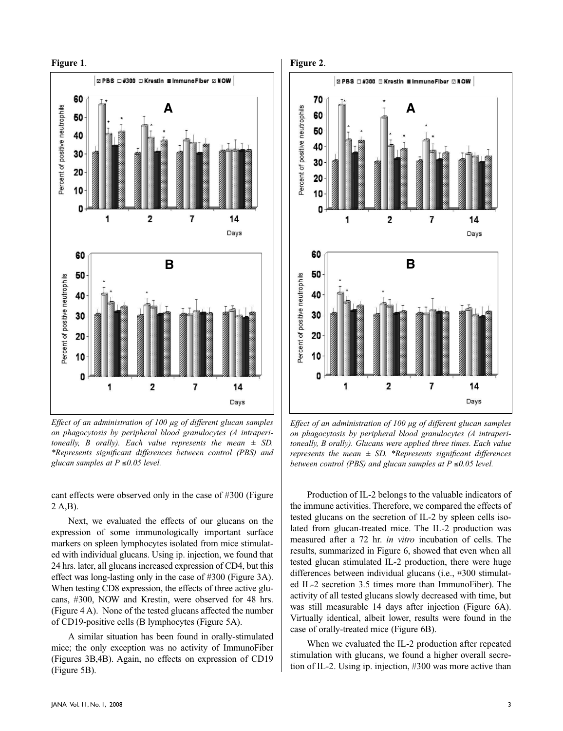**Figure 1**.

*Effect of an administration of 100 µg of different glucan samples on phagocytosis by peripheral blood granulocytes (A intraperitoneally, B orally). Each value represents the mean ± SD. *Represents significant differences between control (PBS) and glucan samples at P ≤0.05 level.*

**Figure 2**.

*Effect of an administration of 100 µg of different glucan samples on phagocytosis by peripheral blood granulocytes (A intraperitoneally, B orally). Glucans were applied three times. Each value represents the mean ± SD. *Represents significant differences between control (PBS) and glucan samples at P ≤0.05 level.*

cant effects were observed only in the case of #300 (Figure 2 A,B).

Next, we evaluated the effects of our glucans on the expression of some immunologically important surface markers on spleen lymphocytes isolated from mice stimulated with individual glucans. Using ip. injection, we found that 24 hrs. later, all glucans increased expression of CD4, but this effect was long-lasting only in the case of #300 (Figure 3A). When testing CD8 expression, the effects of three active glucans, #300, NOW and Krestin, were observed for 48 hrs. (Figure 4 A). None of the tested glucans affected the number of CD19-positive cells (B lymphocytes (Figure 5A).

A similar situation has been found in orally-stimulated mice; the only exception was no activity of ImmunoFiber (Figures 3B,4B). Again, no effects on expression of CD19 (Figure 5B).

Production of IL-2 belongs to the valuable indicators of the immune activities. Therefore, we compared the effects of tested glucans on the secretion of IL-2 by spleen cells isolated from glucan-treated mice. The IL-2 production was measured after a 72 hr. *in vitro* incubation of cells. The results, summarized in Figure 6, showed that even when all tested glucan stimulated IL-2 production, there were huge differences between individual glucans (i.e., #300 stimulated IL-2 secretion 3.5 times more than ImmunoFiber). The activity of all tested glucans slowly decreased with time, but was still measurable 14 days after injection (Figure 6A). Virtually identical, albeit lower, results were found in the case of orally-treated mice (Figure 6B).

When we evaluated the IL-2 production after repeated stimulation with glucans, we found a higher overall secretion of IL-2. Using ip. injection, #300 was more active than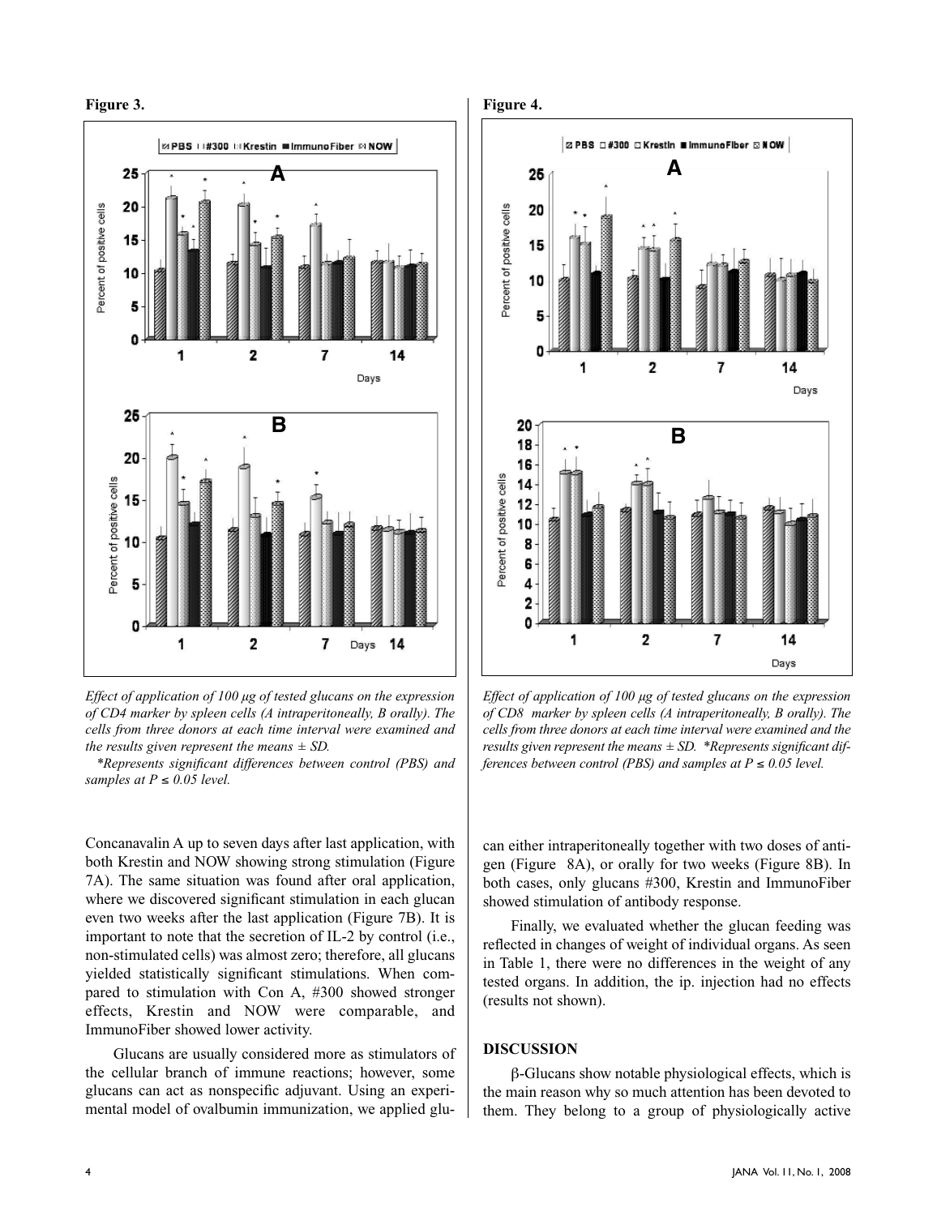**Figure 3.**

*Effect of application of 100 μg of tested glucans on the expression of CD4 marker by spleen cells (A intraperitoneally, B orally). The cells from three donors at each time interval were examined and the results given represent the means ± SD.*

*\*Represents significant differences between control (PBS) and samples at P ≤ 0.05 level.*

**Figure 4.**

*Effect of application of 100 μg of tested glucans on the expression of CD8 marker by spleen cells (A intraperitoneally, B orally). The cells from three donors at each time interval were examined and the results given represent the means ± SD. \*Represents significant differences between control (PBS) and samples at P ≤ 0.05 level.*

Concanavalin A up to seven days after last application, with both Krestin and NOW showing strong stimulation (Figure 7A). The same situation was found after oral application, where we discovered significant stimulation in each glucan even two weeks after the last application (Figure 7B). It is important to note that the secretion of IL-2 by control (i.e., non-stimulated cells) was almost zero; therefore, all glucans yielded statistically significant stimulations. When compared to stimulation with Con A, #300 showed stronger effects, Krestin and NOW were comparable, and ImmunoFiber showed lower activity.

Glucans are usually considered more as stimulators of the cellular branch of immune reactions; however, some glucans can act as nonspecific adjuvant. Using an experimental model of ovalbumin immunization, we applied glucan either intraperitoneally together with two doses of antigen (Figure 8A), or orally for two weeks (Figure 8B). In both cases, only glucans #300, Krestin and ImmunoFiber showed stimulation of antibody response.

Finally, we evaluated whether the glucan feeding was reflected in changes of weight of individual organs. As seen in Table 1, there were no differences in the weight of any tested organs. In addition, the ip. injection had no effects (results not shown).

## DISCUSSION

β-Glucans show notable physiological effects, which is the main reason why so much attention has been devoted to them. They belong to a group of physiologically active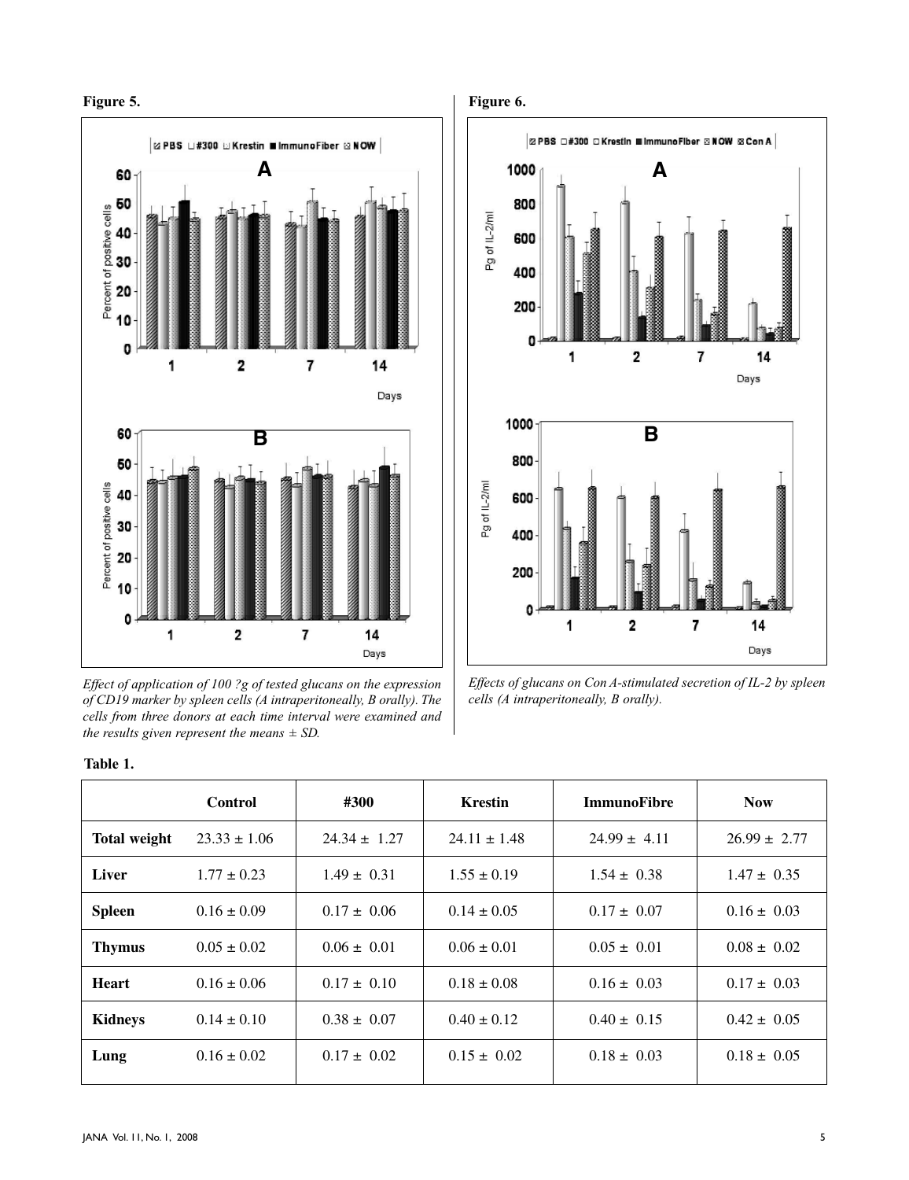**Figure 5.**

*Effect of application of 100 ?g of tested glucans on the expression of CD19 marker by spleen cells (A intraperitoneally, B orally). The cells from three donors at each time interval were examined and the results given represent the means ± SD.*

**Figure 6.**

*Effects of glucans on Con A-stimulated secretion of IL-2 by spleen cells (A intraperitoneally, B orally).*

**Table 1.**

| | Control | #300 | Krestin | ImmunoFibre | Now |
|---|---|---|---|---|---|
| **Total weight** | 23.33 ± 1.06 | 24.34 ± 1.27 | 24.11 ± 1.48 | 24.99 ± 4.11 | 26.99 ± 2.77 |
| **Liver** | 1.77 ± 0.23 | 1.49 ± 0.31 | 1.55 ± 0.19 | 1.54 ± 0.38 | 1.47 ± 0.35 |
| **Spleen** | 0.16 ± 0.09 | 0.17 ± 0.06 | 0.14 ± 0.05 | 0.17 ± 0.07 | 0.16 ± 0.03 |
| **Thymus** | 0.05 ± 0.02 | 0.06 ± 0.01 | 0.06 ± 0.01 | 0.05 ± 0.01 | 0.08 ± 0.02 |
| **Heart** | 0.16 ± 0.06 | 0.17 ± 0.10 | 0.18 ± 0.08 | 0.16 ± 0.03 | 0.17 ± 0.03 |
| **Kidneys** | 0.14 ± 0.10 | 0.38 ± 0.07 | 0.40 ± 0.12 | 0.40 ± 0.15 | 0.42 ± 0.05 |
| **Lung** | 0.16 ± 0.02 | 0.17 ± 0.02 | 0.15 ± 0.02 | 0.18 ± 0.03 | 0.18 ± 0.05 |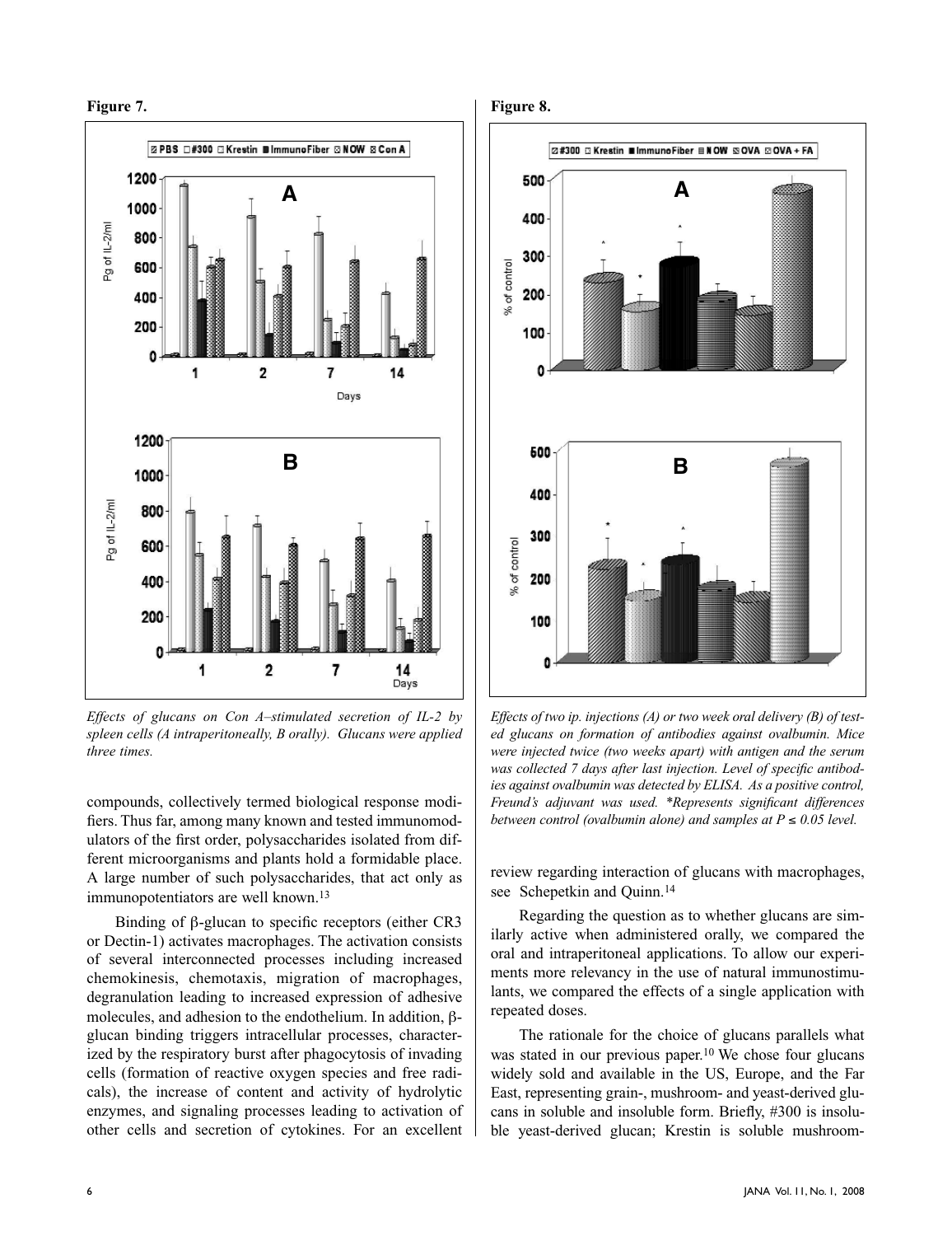**Figure 7.**

*Effects of glucans on Con A–stimulated secretion of IL-2 by spleen cells (A intraperitoneally, B orally). Glucans were applied three times.*

**Figure 8.**

*Effects of two ip. injections (A) or two week oral delivery (B) of tested glucans on formation of antibodies against ovalbumin. Mice were injected twice (two weeks apart) with antigen and the serum was collected 7 days after last injection. Level of specific antibodies against ovalbumin was detected by ELISA. As a positive control, Freund's adjuvant was used. *Represents significant differences between control (ovalbumin alone) and samples at $P \leq 0.05$ level.*

compounds, collectively termed biological response modifiers. Thus far, among many known and tested immunomodulators of the first order, polysaccharides isolated from different microorganisms and plants hold a formidable place. A large number of such polysaccharides, that act only as immunopotentiators are well known.[13]

Binding of β-glucan to specific receptors (either CR3 or Dectin-1) activates macrophages. The activation consists of several interconnected processes including increased chemokinesis, chemotaxis, migration of macrophages, degranulation leading to increased expression of adhesive molecules, and adhesion to the endothelium. In addition, β-glucan binding triggers intracellular processes, characterized by the respiratory burst after phagocytosis of invading cells (formation of reactive oxygen species and free radicals), the increase of content and activity of hydrolytic enzymes, and signaling processes leading to activation of other cells and secretion of cytokines. For an excellent review regarding interaction of glucans with macrophages, see Schepetkin and Quinn.[14]

Regarding the question as to whether glucans are similarly active when administered orally, we compared the oral and intraperitoneal applications. To allow our experiments more relevancy in the use of natural immunostimulants, we compared the effects of a single application with repeated doses.

The rationale for the choice of glucans parallels what was stated in our previous paper.[10] We chose four glucans widely sold and available in the US, Europe, and the Far East, representing grain-, mushroom- and yeast-derived glucans in soluble and insoluble form. Briefly, #300 is insoluble yeast-derived glucan; Krestin is soluble mushroom-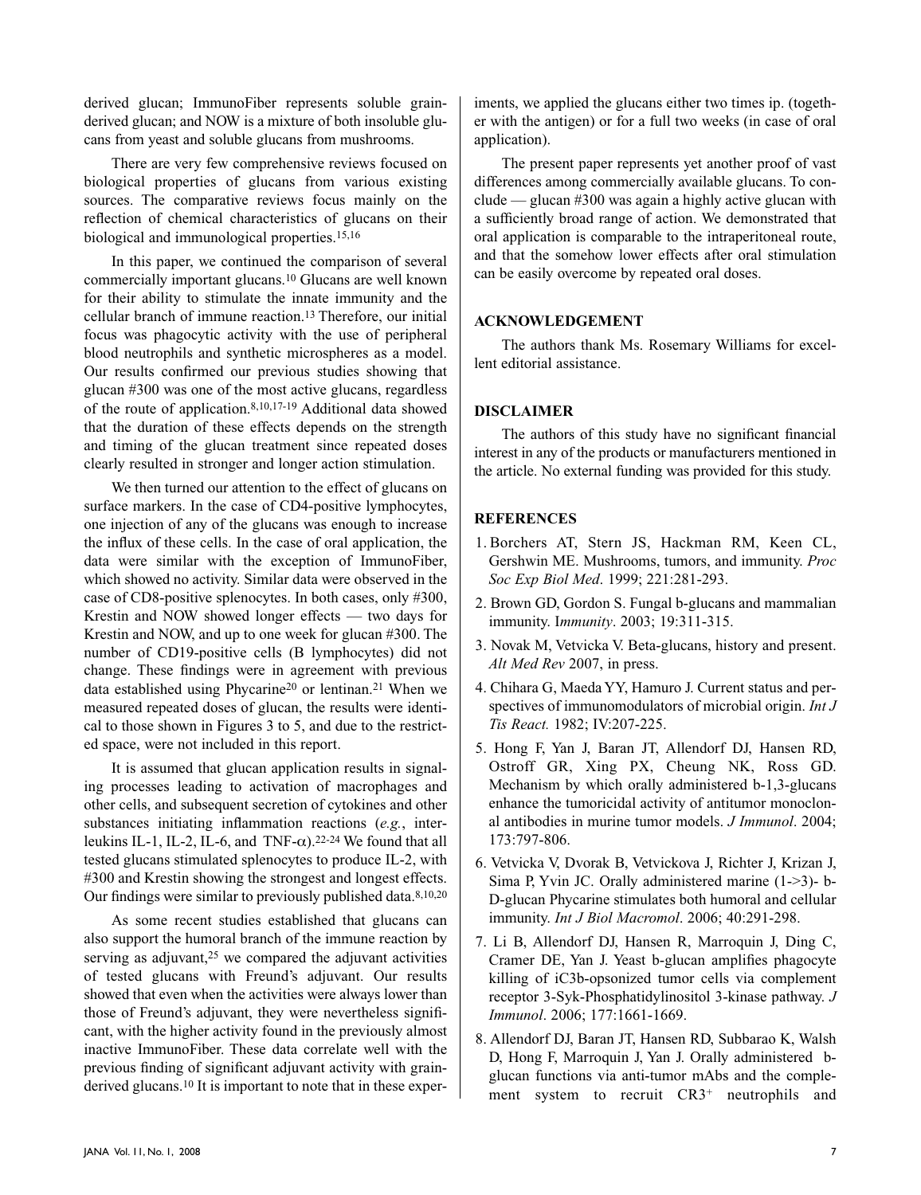derived glucan; ImmunoFiber represents soluble grain-derived glucan; and NOW is a mixture of both insoluble glucans from yeast and soluble glucans from mushrooms.

There are very few comprehensive reviews focused on biological properties of glucans from various existing sources. The comparative reviews focus mainly on the reflection of chemical characteristics of glucans on their biological and immunological properties.[15,16]

In this paper, we continued the comparison of several commercially important glucans.[10] Glucans are well known for their ability to stimulate the innate immunity and the cellular branch of immune reaction.[13] Therefore, our initial focus was phagocytic activity with the use of peripheral blood neutrophils and synthetic microspheres as a model. Our results confirmed our previous studies showing that glucan #300 was one of the most active glucans, regardless of the route of application.[8,10,17-19] Additional data showed that the duration of these effects depends on the strength and timing of the glucan treatment since repeated doses clearly resulted in stronger and longer action stimulation.

We then turned our attention to the effect of glucans on surface markers. In the case of CD4-positive lymphocytes, one injection of any of the glucans was enough to increase the influx of these cells. In the case of oral application, the data were similar with the exception of ImmunoFiber, which showed no activity. Similar data were observed in the case of CD8-positive splenocytes. In both cases, only #300, Krestin and NOW showed longer effects — two days for Krestin and NOW, and up to one week for glucan #300. The number of CD19-positive cells (B lymphocytes) did not change. These findings were in agreement with previous data established using Phycarine[20] or lentinan.[21] When we measured repeated doses of glucan, the results were identical to those shown in Figures 3 to 5, and due to the restricted space, were not included in this report.

It is assumed that glucan application results in signaling processes leading to activation of macrophages and other cells, and subsequent secretion of cytokines and other substances initiating inflammation reactions (*e.g.*, interleukins IL-1, IL-2, IL-6, and TNF-$\alpha$).[22-24] We found that all tested glucans stimulated splenocytes to produce IL-2, with #300 and Krestin showing the strongest and longest effects. Our findings were similar to previously published data.[8,10,20]

As some recent studies established that glucans can also support the humoral branch of the immune reaction by serving as adjuvant,[25] we compared the adjuvant activities of tested glucans with Freund's adjuvant. Our results showed that even when the activities were always lower than those of Freund's adjuvant, they were nevertheless significant, with the higher activity found in the previously almost inactive ImmunoFiber. These data correlate well with the previous finding of significant adjuvant activity with grain-derived glucans.[10] It is important to note that in these experiments, we applied the glucans either two times ip. (together with the antigen) or for a full two weeks (in case of oral application).

The present paper represents yet another proof of vast differences among commercially available glucans. To conclude — glucan #300 was again a highly active glucan with a sufficiently broad range of action. We demonstrated that oral application is comparable to the intraperitoneal route, and that the somehow lower effects after oral stimulation can be easily overcome by repeated oral doses.

## ACKNOWLEDGEMENT

The authors thank Ms. Rosemary Williams for excellent editorial assistance.

## DISCLAIMER

The authors of this study have no significant financial interest in any of the products or manufacturers mentioned in the article. No external funding was provided for this study.

## REFERENCES

1. Borchers AT, Stern JS, Hackman RM, Keen CL, Gershwin ME. Mushrooms, tumors, and immunity. *Proc Soc Exp Biol Med*. 1999; 221:281-293.
2. Brown GD, Gordon S. Fungal b-glucans and mammalian immunity. *Immunity*. 2003; 19:311-315.
3. Novak M, Vetvicka V. Beta-glucans, history and present. *Alt Med Rev* 2007, in press.
4. Chihara G, Maeda YY, Hamuro J. Current status and perspectives of immunomodulators of microbial origin. *Int J Tis React.* 1982; IV:207-225.
5. Hong F, Yan J, Baran JT, Allendorf DJ, Hansen RD, Ostroff GR, Xing PX, Cheung NK, Ross GD. Mechanism by which orally administered b-1,3-glucans enhance the tumoricidal activity of antitumor monoclonal antibodies in murine tumor models. *J Immunol*. 2004; 173:797-806.
6. Vetvicka V, Dvorak B, Vetvickova J, Richter J, Krizan J, Sima P, Yvin JC. Orally administered marine (1->3)- b-D-glucan Phycarine stimulates both humoral and cellular immunity. *Int J Biol Macromol*. 2006; 40:291-298.
7. Li B, Allendorf DJ, Hansen R, Marroquin J, Ding C, Cramer DE, Yan J. Yeast b-glucan amplifies phagocyte killing of iC3b-opsonized tumor cells via complement receptor 3-Syk-Phosphatidylinositol 3-kinase pathway. *J Immunol*. 2006; 177:1661-1669.
8. Allendorf DJ, Baran JT, Hansen RD, Subbarao K, Walsh D, Hong F, Marroquin J, Yan J. Orally administered b-glucan functions via anti-tumor mAbs and the complement system to recruit $CR3^+$ neutrophils and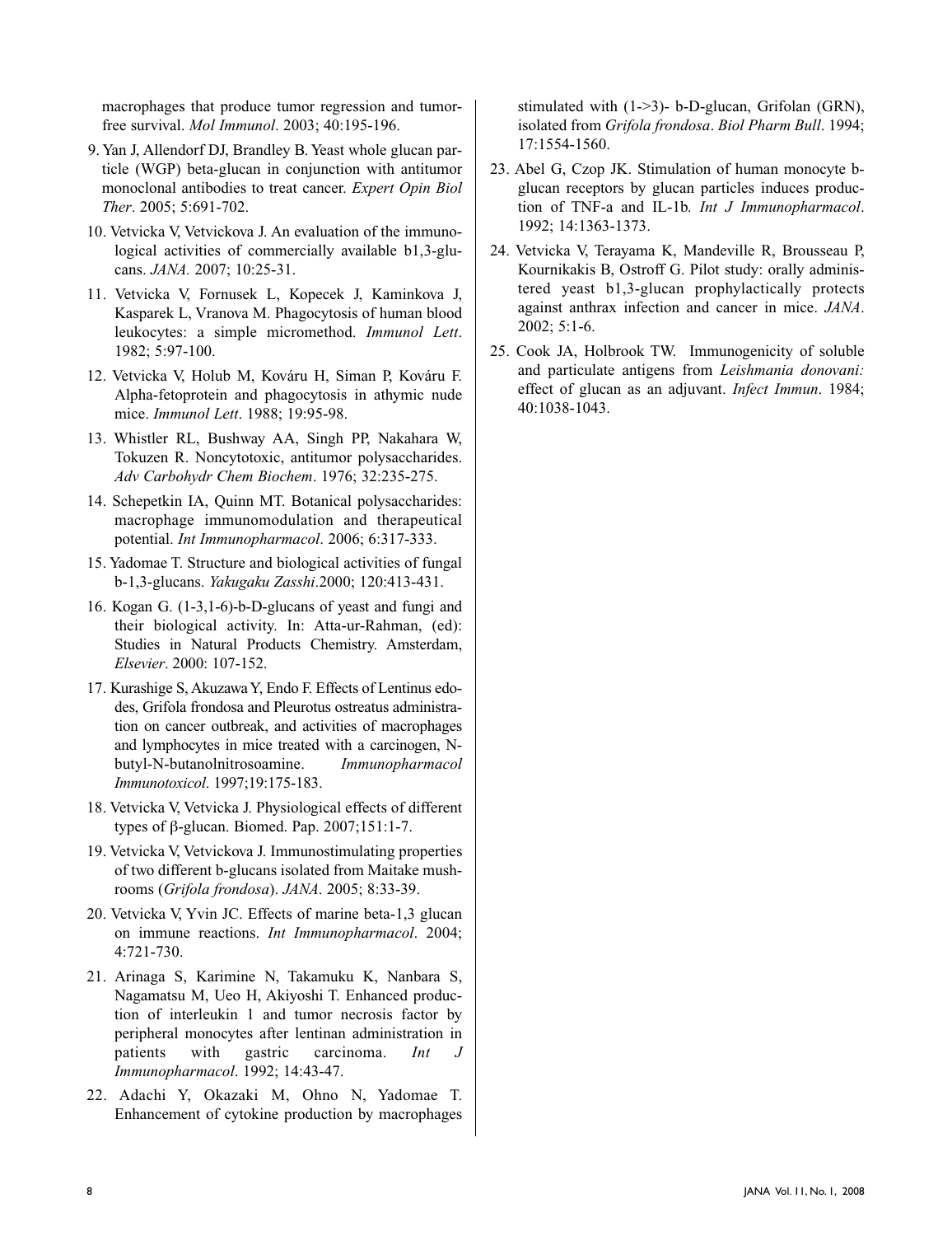macrophages that produce tumor regression and tumor-free survival. *Mol Immunol*. 2003; 40:195-196.

9. Yan J, Allendorf DJ, Brandley B. Yeast whole glucan particle (WGP) beta-glucan in conjunction with antitumor monoclonal antibodies to treat cancer. *Expert Opin Biol Ther*. 2005; 5:691-702.

10. Vetvicka V, Vetvickova J. An evaluation of the immunological activities of commercially available b1,3-glucans. *JANA*. 2007; 10:25-31.

11. Vetvicka V, Fornusek L, Kopecek J, Kaminkova J, Kasparek L, Vranova M. Phagocytosis of human blood leukocytes: a simple micromethod. *Immunol Lett*. 1982; 5:97-100.

12. Vetvicka V, Holub M, Kováru H, Siman P, Kováru F. Alpha-fetoprotein and phagocytosis in athymic nude mice. *Immunol Lett*. 1988; 19:95-98.

13. Whistler RL, Bushway AA, Singh PP, Nakahara W, Tokuzen R. Noncytotoxic, antitumor polysaccharides. *Adv Carbohydr Chem Biochem*. 1976; 32:235-275.

14. Schepetkin IA, Quinn MT. Botanical polysaccharides: macrophage immunomodulation and therapeutical potential. *Int Immunopharmacol*. 2006; 6:317-333.

15. Yadomae T. Structure and biological activities of fungal b-1,3-glucans. *Yakugaku Zasshi*.2000; 120:413-431.

16. Kogan G. (1-3,1-6)-b-D-glucans of yeast and fungi and their biological activity. In: Atta-ur-Rahman, (ed): Studies in Natural Products Chemistry. Amsterdam, *Elsevier*. 2000: 107-152.

17. Kurashige S, Akuzawa Y, Endo F. Effects of Lentinus edodes, Grifola frondosa and Pleurotus ostreatus administration on cancer outbreak, and activities of macrophages and lymphocytes in mice treated with a carcinogen, N-butyl-N-butanolnitrosoamine. *Immunopharmacol Immunotoxicol*. 1997;19:175-183.

18. Vetvicka V, Vetvicka J. Physiological effects of different types of β-glucan. Biomed. Pap. 2007;151:1-7.

19. Vetvicka V, Vetvickova J. Immunostimulating properties of two different b-glucans isolated from Maitake mushrooms (*Grifola frondosa*). *JANA*. 2005; 8:33-39.

20. Vetvicka V, Yvin JC. Effects of marine beta-1,3 glucan on immune reactions. *Int Immunopharmacol*. 2004; 4:721-730.

21. Arinaga S, Karimine N, Takamuku K, Nanbara S, Nagamatsu M, Ueo H, Akiyoshi T. Enhanced production of interleukin 1 and tumor necrosis factor by peripheral monocytes after lentinan administration in patients with gastric carcinoma. *Int J Immunopharmacol*. 1992; 14:43-47.

22. Adachi Y, Okazaki M, Ohno N, Yadomae T. Enhancement of cytokine production by macrophages stimulated with (1->3)- b-D-glucan, Grifolan (GRN), isolated from *Grifola frondosa*. *Biol Pharm Bull*. 1994; 17:1554-1560.

23. Abel G, Czop JK. Stimulation of human monocyte b-glucan receptors by glucan particles induces production of TNF-a and IL-1b. *Int J Immunopharmacol*. 1992; 14:1363-1373.

24. Vetvicka V, Terayama K, Mandeville R, Brousseau P, Kournikakis B, Ostroff G. Pilot study: orally administered yeast b1,3-glucan prophylactically protects against anthrax infection and cancer in mice. *JANA*. 2002; 5:1-6.

25. Cook JA, Holbrook TW. Immunogenicity of soluble and particulate antigens from *Leishmania donovani:* effect of glucan as an adjuvant. *Infect Immun*. 1984; 40:1038-1043.